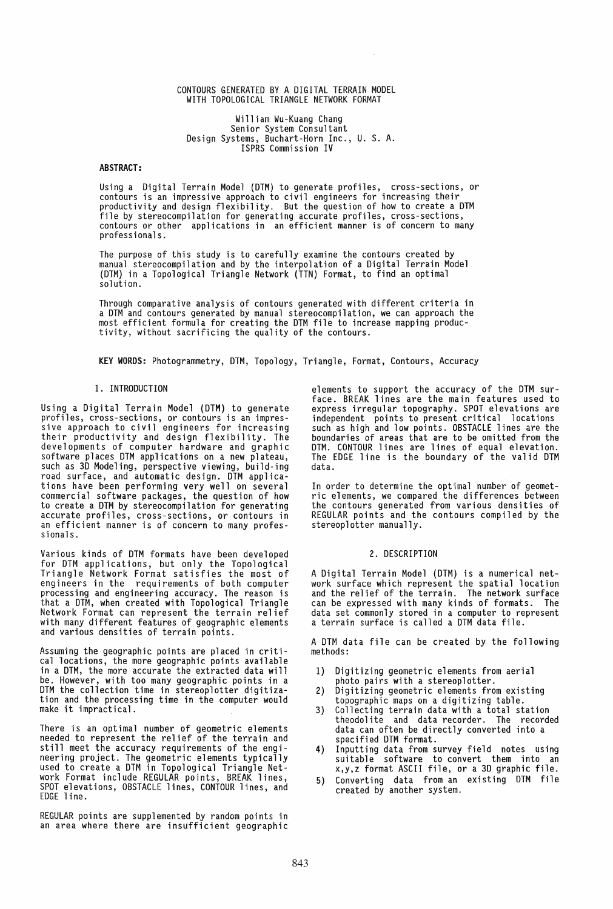# CONTOURS GENERATED BY A DIGITAL TERRAIN MODEL WITH TOPOLOGICAL TRIANGLE NETWORK FORMAT

William Wu-Kuang Chang
Senior System Consultant
Design Systems, Buchart-Horn Inc., U. S. A.
ISPRS Commission IV

**ABSTRACT:**

Using a Digital Terrain Model (DTM) to generate profiles, cross-sections, or contours is an impressive approach to civil engineers for increasing their productivity and design flexibility. But the question of how to create a DTM file by stereocompilation for generating accurate profiles, cross-sections, contours or other applications in an efficient manner is of concern to many professionals.

The purpose of this study is to carefully examine the contours created by manual stereocompilation and by the interpolation of a Digital Terrain Model (DTM) in a Topological Triangle Network (TTN) Format, to find an optimal solution.

Through comparative analysis of contours generated with different criteria in a DTM and contours generated by manual stereocompilation, we can approach the most efficient formula for creating the DTM file to increase mapping productivity, without sacrificing the quality of the contours.

**KEY WORDS:** Photogrammetry, DTM, Topology, Triangle, Format, Contours, Accuracy

## 1. INTRODUCTION

Using a Digital Terrain Model (DTM) to generate profiles, cross-sections, or contours is an impressive approach to civil engineers for increasing their productivity and design flexibility. The developments of computer hardware and graphic software places DTM applications on a new plateau, such as 3D Modeling, perspective viewing, build-ing road surface, and automatic design. DTM applications have been performing very well on several commercial software packages, the question of how to create a DTM by stereocompilation for generating accurate profiles, cross-sections, or contours in an efficient manner is of concern to many professionals.

Various kinds of DTM formats have been developed for DTM applications, but only the Topological Triangle Network Format satisfies the most of engineers in the requirements of both computer processing and engineering accuracy. The reason is that a DTM, when created with Topological Triangle Network Format can represent the terrain relief with many different features of geographic elements and various densities of terrain points.

Assuming the geographic points are placed in critical locations, the more geographic points available in a DTM, the more accurate the extracted data will be. However, with too many geographic points in a DTM the collection time in stereoplotter digitization and the processing time in the computer would make it impractical.

There is an optimal number of geometric elements needed to represent the relief of the terrain and still meet the accuracy requirements of the engineering project. The geometric elements typically used to create a DTM in Topological Triangle Network Format include REGULAR points, BREAK lines, SPOT elevations, OBSTACLE lines, CONTOUR lines, and EDGE line.

REGULAR points are supplemented by random points in an area where there are insufficient geographic elements to support the accuracy of the DTM surface. BREAK lines are the main features used to express irregular topography. SPOT elevations are independent points to present critical locations such as high and low points. OBSTACLE lines are the boundaries of areas that are to be omitted from the DTM. CONTOUR lines are lines of equal elevation. The EDGE line is the boundary of the valid DTM data.

In order to determine the optimal number of geometric elements, we compared the differences between the contours generated from various densities of REGULAR points and the contours compiled by the stereoplotter manually.

## 2. DESCRIPTION

A Digital Terrain Model (DTM) is a numerical network surface which represent the spatial location and the relief of the terrain. The network surface can be expressed with many kinds of formats. The data set commonly stored in a computer to represent a terrain surface is called a DTM data file.

A DTM data file can be created by the following methods:

1) Digitizing geometric elements from aerial photo pairs with a stereoplotter.
2) Digitizing geometric elements from existing topographic maps on a digitizing table.
3) Collecting terrain data with a total station theodolite and data recorder. The recorded data can often be directly converted into a specified DTM format.
4) Inputting data from survey field notes using suitable software to convert them into an x,y,z format ASCII file, or a 3D graphic file.
5) Converting data from an existing DTM file created by another system.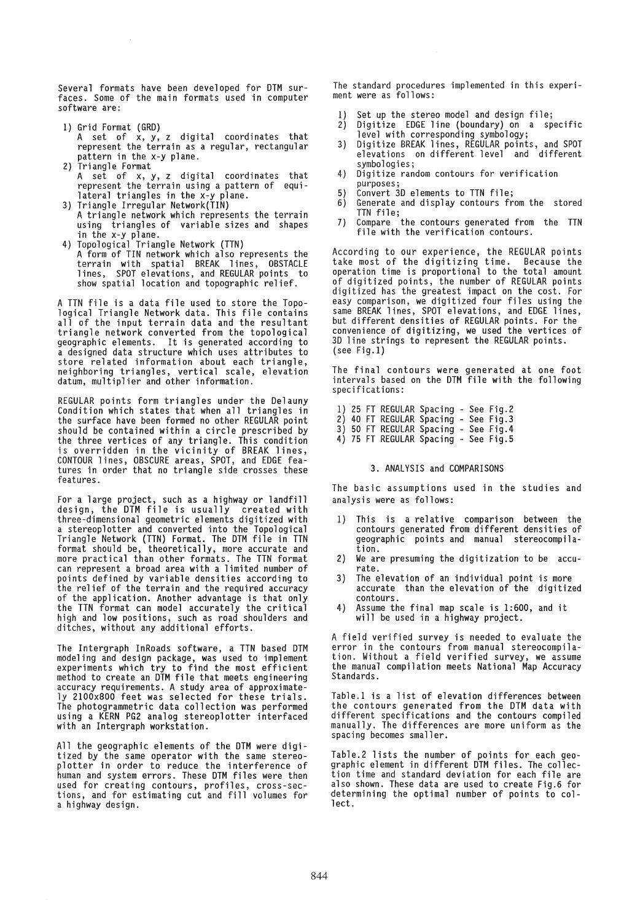Several formats have been developed for DTM surfaces. Some of the main formats used in computer software are:

1) Grid Format (GRD)
   A set of x, y, z digital coordinates that represent the terrain as a regular, rectangular pattern in the x-y plane.
2) Triangle Format
   A set of x, y, z digital coordinates that represent the terrain using a pattern of equilateral triangles in the x-y plane.
3) Triangle Irregular Network(TIN)
   A triangle network which represents the terrain using triangles of variable sizes and shapes in the x-y plane.
4) Topological Triangle Network (TTN)
   A form of TIN network which also represents the terrain with spatial BREAK lines, OBSTACLE lines, SPOT elevations, and REGULAR points to show spatial location and topographic relief.

A TTN file is a data file used to store the Topological Triangle Network data. This file contains all of the input terrain data and the resultant triangle network converted from the topological geographic elements. It is generated according to a designed data structure which uses attributes to store related information about each triangle, neighboring triangles, vertical scale, elevation datum, multiplier and other information.

REGULAR points form triangles under the Delauny Condition which states that when all triangles in the surface have been formed no other REGULAR point should be contained within a circle prescribed by the three vertices of any triangle. This condition is overridden in the vicinity of BREAK lines, CONTOUR lines, OBSCURE areas, SPOT, and EDGE features in order that no triangle side crosses these features.

For a large project, such as a highway or landfill design, the DTM file is usually created with three-dimensional geometric elements digitized with a stereoplotter and converted into the Topological Triangle Network (TTN) Format. The DTM file in TTN format should be, theoretically, more accurate and more practical than other formats. The TTN format can represent a broad area with a limited number of points defined by variable densities according to the relief of the terrain and the required accuracy of the application. Another advantage is that only the TTN format can model accurately the critical high and low positions, such as road shoulders and ditches, without any additional efforts.

The Intergraph InRoads software, a TTN based DTM modeling and design package, was used to implement experiments which try to find the most efficient method to create an DTM file that meets engineering accuracy requirements. A study area of approximately 2100x800 feet was selected for these trials. The photogrammetric data collection was performed using a KERN PG2 analog stereoplotter interfaced with an Intergraph workstation.

All the geographic elements of the DTM were digitized by the same operator with the same stereoplotter in order to reduce the interference of human and system errors. These DTM files were then used for creating contours, profiles, cross-sections, and for estimating cut and fill volumes for a highway design.

The standard procedures implemented in this experiment were as follows:

1) Set up the stereo model and design file;
2) Digitize EDGE line (boundary) on a specific level with corresponding symbology;
3) Digitize BREAK lines, REGULAR points, and SPOT elevations on different level and different symbologies;
4) Digitize random contours for verification purposes;
5) Convert 3D elements to TTN file;
6) Generate and display contours from the stored TTN file;
7) Compare the contours generated from the TTN file with the verification contours.

According to our experience, the REGULAR points take most of the digitizing time. Because the operation time is proportional to the total amount of digitized points, the number of REGULAR points digitized has the greatest impact on the cost. For easy comparison, we digitized four files using the same BREAK lines, SPOT elevations, and EDGE lines, but different densities of REGULAR points. For the convenience of digitizing, we used the vertices of 3D line strings to represent the REGULAR points. (see Fig.1)

The final contours were generated at one foot intervals based on the DTM file with the following specifications:

1) 25 FT REGULAR Spacing - See Fig.2
2) 40 FT REGULAR Spacing - See Fig.3
3) 50 FT REGULAR Spacing - See Fig.4
4) 75 FT REGULAR Spacing - See Fig.5

## 3. ANALYSIS and COMPARISONS

The basic assumptions used in the studies and analysis were as follows:

1) This is a relative comparison between the contours generated from different densities of geographic points and manual stereocompilation.
2) We are presuming the digitization to be accurate.
3) The elevation of an individual point is more accurate than the elevation of the digitized contours.
4) Assume the final map scale is 1:600, and it will be used in a highway project.

A field verified survey is needed to evaluate the error in the contours from manual stereocompilation. Without a field verified survey, we assume the manual compilation meets National Map Accuracy Standards.

Table.1 is a list of elevation differences between the contours generated from the DTM data with different specifications and the contours compiled manually. The differences are more uniform as the spacing becomes smaller.

Table.2 lists the number of points for each geographic element in different DTM files. The collection time and standard deviation for each file are also shown. These data are used to create Fig.6 for determining the optimal number of points to collect.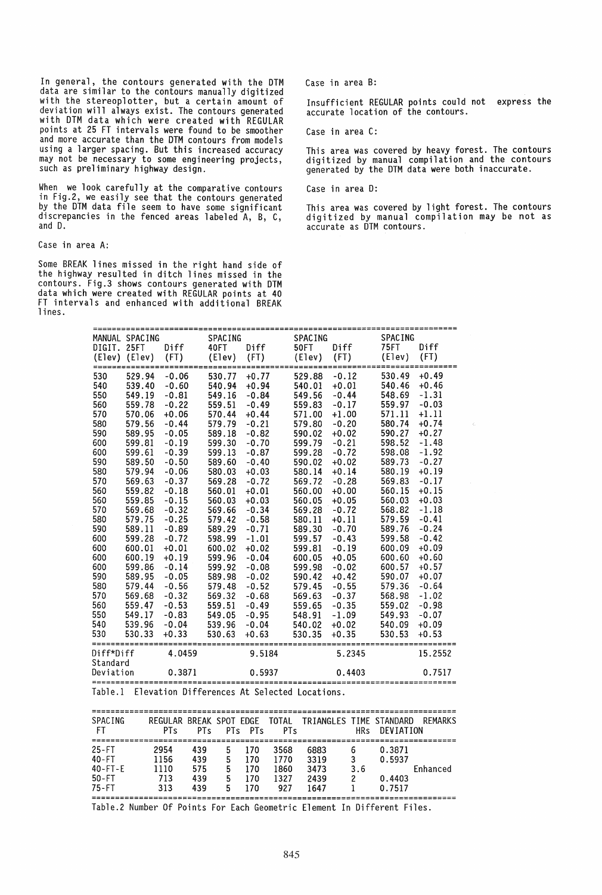In general, the contours generated with the DTM data are similar to the contours manually digitized with the stereoplotter, but a certain amount of deviation will always exist. The contours generated with DTM data which were created with REGULAR points at 25 FT intervals were found to be smoother and more accurate than the DTM contours from models using a larger spacing. But this increased accuracy may not be necessary to some engineering projects, such as preliminary highway design.

When we look carefully at the comparative contours in Fig.2, we easily see that the contours generated by the DTM data file seem to have some significant discrepancies in the fenced areas labeled A, B, C, and D.

Case in area A:

Some BREAK lines missed in the right hand side of the highway resulted in ditch lines missed in the contours. Fig.3 shows contours generated with DTM data which were created with REGULAR points at 40 FT intervals and enhanced with additional BREAK lines.

Case in area B:

Insufficient REGULAR points could not express the accurate location of the contours.

Case in area C:

This area was covered by heavy forest. The contours digitized by manual compilation and the contours generated by the DTM data were both inaccurate.

Case in area D:

This area was covered by light forest. The contours digitized by manual compilation may be not as accurate as DTM contours.

| MANUAL DIGIT. (Elev) | SPACING 25FT (Elev) | Diff (FT) | SPACING 40FT (Elev) | Diff (FT) | SPACING 50FT (Elev) | Diff (FT) | SPACING 75FT (Elev) | Diff (FT) |
|---|---|---|---|---|---|---|---|---|
| 530 | 529.94 | -0.06 | 530.77 | +0.77 | 529.88 | -0.12 | 530.49 | +0.49 |
| 540 | 539.40 | -0.60 | 540.94 | +0.94 | 540.01 | +0.01 | 540.46 | +0.46 |
| 550 | 549.19 | -0.81 | 549.16 | -0.84 | 549.56 | -0.44 | 548.69 | -1.31 |
| 560 | 559.78 | -0.22 | 559.51 | -0.49 | 559.83 | -0.17 | 559.97 | -0.03 |
| 570 | 570.06 | +0.06 | 570.44 | +0.44 | 571.00 | +1.00 | 571.11 | +1.11 |
| 580 | 579.56 | -0.44 | 579.79 | -0.21 | 579.80 | -0.20 | 580.74 | +0.74 |
| 590 | 589.95 | -0.05 | 589.18 | -0.82 | 590.02 | +0.02 | 590.27 | +0.27 |
| 600 | 599.81 | -0.19 | 599.30 | -0.70 | 599.79 | -0.21 | 598.52 | -1.48 |
| 600 | 599.61 | -0.39 | 599.13 | -0.87 | 599.28 | -0.72 | 598.08 | -1.92 |
| 590 | 589.50 | -0.50 | 589.60 | -0.40 | 590.02 | +0.02 | 589.73 | -0.27 |
| 580 | 579.94 | -0.06 | 580.03 | +0.03 | 580.14 | +0.14 | 580.19 | +0.19 |
| 570 | 569.63 | -0.37 | 569.28 | -0.72 | 569.72 | -0.28 | 569.83 | -0.17 |
| 560 | 559.82 | -0.18 | 560.01 | +0.01 | 560.00 | +0.00 | 560.15 | +0.15 |
| 560 | 559.85 | -0.15 | 560.03 | +0.03 | 560.05 | +0.05 | 560.03 | +0.03 |
| 570 | 569.68 | -0.32 | 569.66 | -0.34 | 569.28 | -0.72 | 568.82 | -1.18 |
| 580 | 579.75 | -0.25 | 579.42 | -0.58 | 580.11 | +0.11 | 579.59 | -0.41 |
| 590 | 589.11 | -0.89 | 589.29 | -0.71 | 589.30 | -0.70 | 589.76 | -0.24 |
| 600 | 599.28 | -0.72 | 598.99 | -1.01 | 599.57 | -0.43 | 599.58 | -0.42 |
| 600 | 600.01 | +0.01 | 600.02 | +0.02 | 599.81 | -0.19 | 600.09 | +0.09 |
| 600 | 600.19 | +0.19 | 599.96 | -0.04 | 600.05 | +0.05 | 600.60 | +0.60 |
| 600 | 599.86 | -0.14 | 599.92 | -0.08 | 599.98 | -0.02 | 600.57 | +0.57 |
| 590 | 589.95 | -0.05 | 589.98 | -0.02 | 590.42 | +0.42 | 590.07 | +0.07 |
| 580 | 579.44 | -0.56 | 579.48 | -0.52 | 579.45 | -0.55 | 579.36 | -0.64 |
| 570 | 569.68 | -0.32 | 569.32 | -0.68 | 569.63 | -0.37 | 568.98 | -1.02 |
| 560 | 559.47 | -0.53 | 559.51 | -0.49 | 559.65 | -0.35 | 559.02 | -0.98 |
| 550 | 549.17 | -0.83 | 549.05 | -0.95 | 548.91 | -1.09 | 549.93 | -0.07 |
| 540 | 539.96 | -0.04 | 539.96 | -0.04 | 540.02 | +0.02 | 540.09 | +0.09 |
| 530 | 530.33 | +0.33 | 530.63 | +0.63 | 530.35 | +0.35 | 530.53 | +0.53 |
| Diff*Diff | | 4.0459 | | 9.5184 | | 5.2345 | | 15.2552 |
| Standard Deviation | | 0.3871 | | 0.5937 | | 0.4403 | | 0.7517 |

Table.1 Elevation Differences At Selected Locations.

| SPACING FT | REGULAR PTs | BREAK PTs | SPOT PTs | EDGE PTs | TOTAL PTs | TRIANGLES | TIME HRs | STANDARD DEVIATION | REMARKS |
|---|---|---|---|---|---|---|---|---|---|
| 25-FT | 2954 | 439 | 5 | 170 | 3568 | 6883 | 6 | 0.3871 | |
| 40-FT | 1156 | 439 | 5 | 170 | 1770 | 3319 | 3 | 0.5937 | |
| 40-FT-E | 1110 | 575 | 5 | 170 | 1860 | 3473 | 3.6 | | Enhanced |
| 50-FT | 713 | 439 | 5 | 170 | 1327 | 2439 | 2 | 0.4403 | |
| 75-FT | 313 | 439 | 5 | 170 | 927 | 1647 | 1 | 0.7517 | |

Table.2 Number Of Points For Each Geometric Element In Different Files.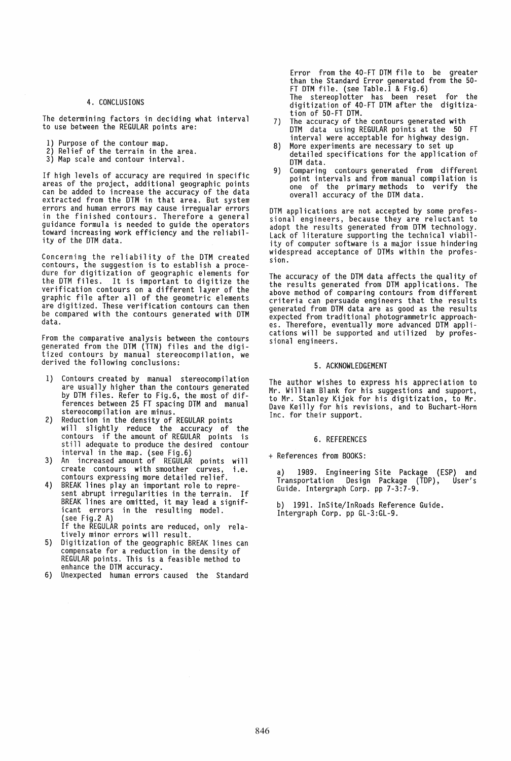## 4. CONCLUSIONS

The determining factors in deciding what interval to use between the REGULAR points are:

1) Purpose of the contour map.
2) Relief of the terrain in the area.
3) Map scale and contour interval.

If high levels of accuracy are required in specific areas of the project, additional geographic points can be added to increase the accuracy of the data extracted from the DTM in that area. But system errors and human errors may cause irregualar errors in the finished contours. Therefore a general guidance formula is needed to guide the operators toward increasing work efficiency and the reliability of the DTM data.

Concerning the reliability of the DTM created contours, the suggestion is to establish a procedure for digitization of geographic elements for the DTM files. It is important to digitize the verification contours on a different layer of the graphic file after all of the geometric elements are digitized. These verification contours can then be compared with the contours generated with DTM data.

From the comparative analysis between the contours generated from the DTM (TTN) files and the digitized contours by manual stereocompilation, we derived the following conclusions:

1) Contours created by manual stereocompilation are usually higher than the contours generated by DTM files. Refer to Fig.6, the most of differences between 25 FT spacing DTM and manual stereocompilation are minus.
2) Reduction in the density of REGULAR points will slightly reduce the accuracy of the contours if the amount of REGULAR points is still adequate to produce the desired contour interval in the map. (see Fig.6)
3) An increased amount of REGULAR points will create contours with smoother curves, i.e. contours expressing more detailed relief.
4) BREAK lines play an important role to represent abrupt irregularities in the terrain. If BREAK lines are omitted, it may lead a significant errors in the resulting model. (see Fig.2 A)
   If the REGULAR points are reduced, only relatively minor errors will result.
5) Digitization of the geographic BREAK lines can compensate for a reduction in the density of REGULAR points. This is a feasible method to enhance the DTM accuracy.
6) Unexpected human errors caused the Standard Error from the 40-FT DTM file to be greater than the Standard Error generated from the 50-FT DTM file. (see Table.1 & Fig.6)
   The stereoplotter has been reset for the digitization of 40-FT DTM after the digitization of 50-FT DTM.
7) The accuracy of the contours generated with DTM data using REGULAR points at the 50 FT interval were acceptable for highway design.
8) More experiments are necessary to set up detailed specifications for the application of DTM data.
9) Comparing contours generated from different point intervals and from manual compilation is one of the primary methods to verify the overall accuracy of the DTM data.

DTM applications are not accepted by some professional engineers, because they are reluctant to adopt the results generated from DTM technology. Lack of literature supporting the technical viability of computer software is a major issue hindering widespread acceptance of DTMs within the profession.

The accuracy of the DTM data affects the quality of the results generated from DTM applications. The above method of comparing contours from different criteria can persuade engineers that the results generated from DTM data are as good as the results expected from traditional photogrammetric approaches. Therefore, eventually more advanced DTM applications will be supported and utilized by professional engineers.

## 5. ACKNOWLEDGEMENT

The author wishes to express his appreciation to Mr. William Blank for his suggestions and support, to Mr. Stanley Kijek for his digitization, to Mr. Dave Keilly for his revisions, and to Buchart-Horn Inc. for their support.

## 6. REFERENCES

+ References from BOOKS:

a) 1989. Engineering Site Package (ESP) and Transportation Design Package (TDP), User's Guide. Intergraph Corp. pp 7-3:7-9.

b) 1991. InSite/InRoads Reference Guide. Intergraph Corp. pp GL-3:GL-9.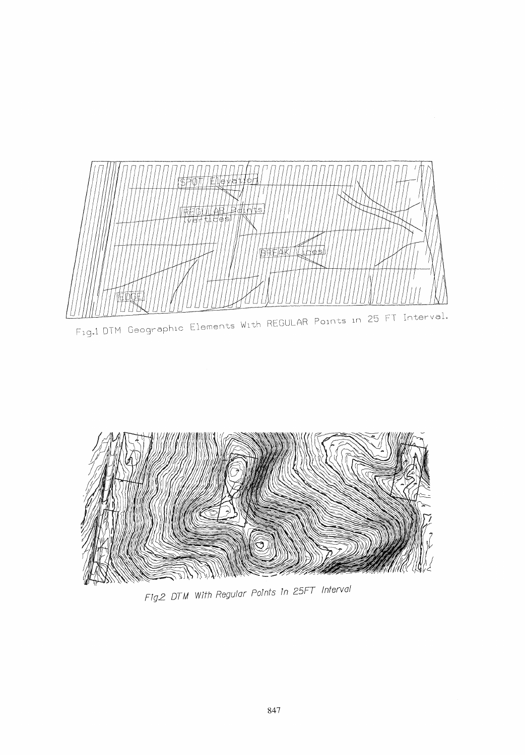Fig.1 DTM Geographic Elements With REGULAR Points in 25 FT Interval.

Fig.2 DTM With Regular Points in 25FT Interval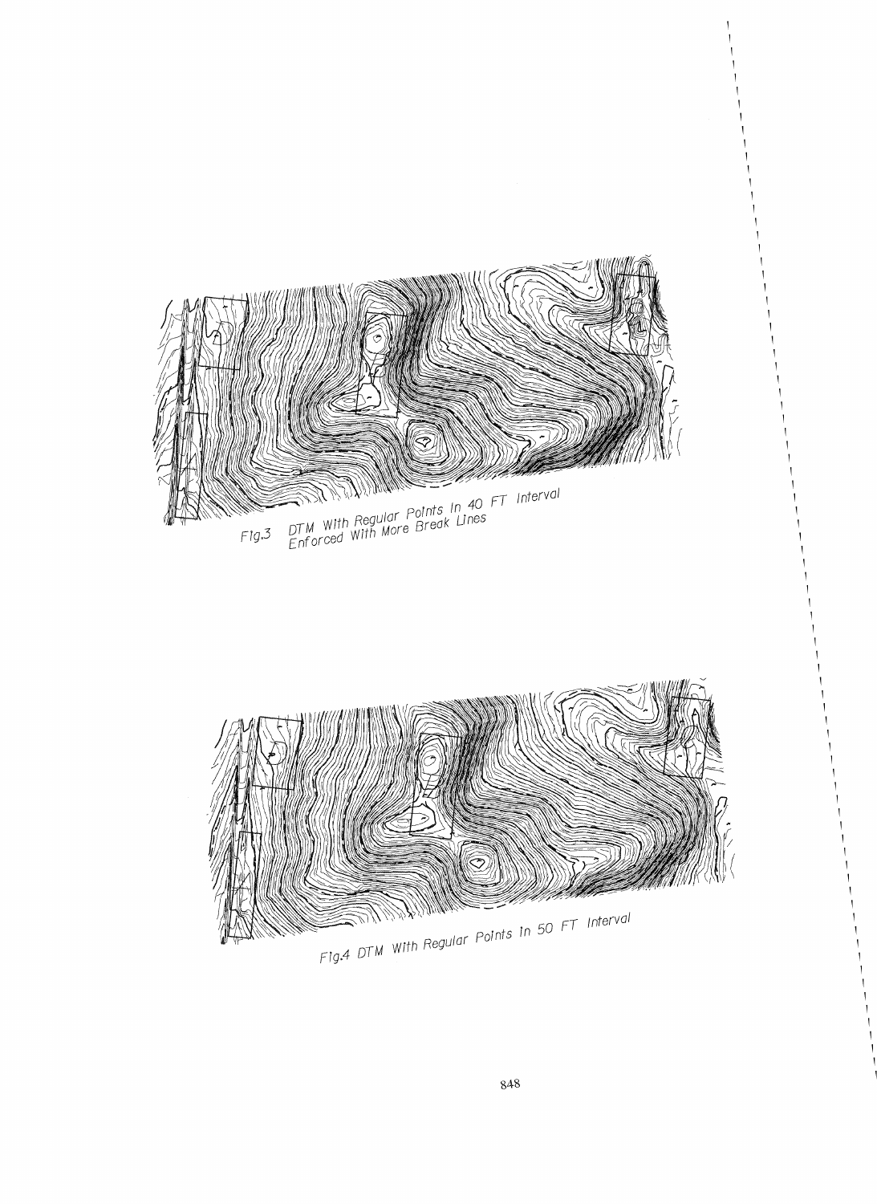Fig.3 DTM With Regular Points In 40 FT Interval Enforced With More Break Lines

Fig.4 DTM With Regular Points In 50 FT Interval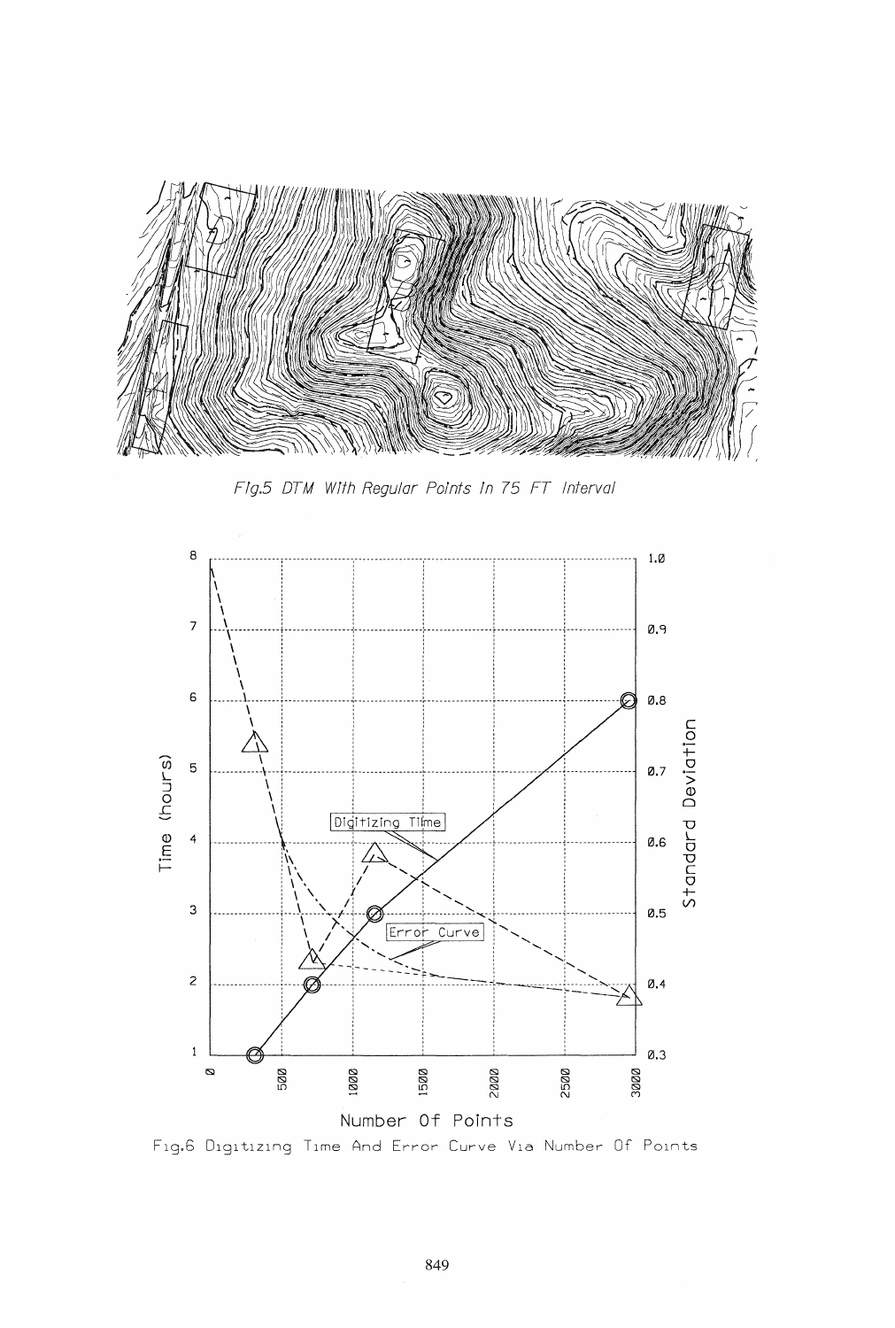Fig.5 DTM With Regular Points In 75 FT Interval

Time (hours)

8
7
6
5
4
3
2
1

Standard Deviation

1.0
0.9
0.8
0.7
0.6
0.5
0.4
0.3

Digitizing Time

Error Curve

0
500
1000
1500
2000
2500
3000

Number Of Points

Fig.6 Digitizing Time And Error Curve Via Number Of Points